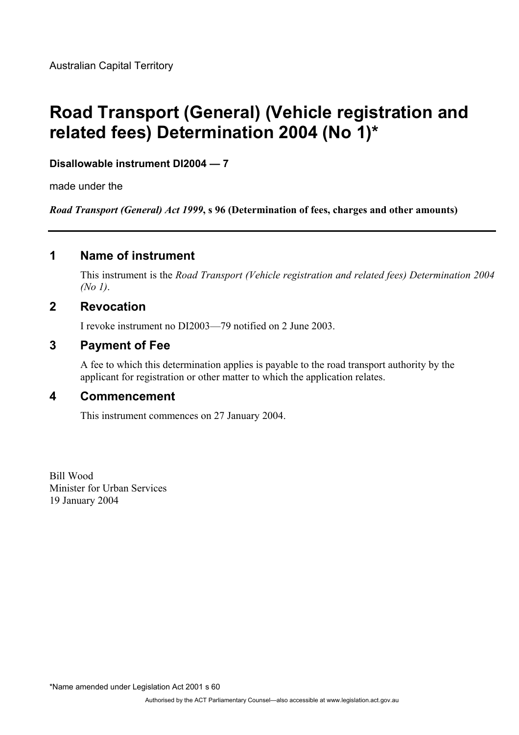Australian Capital Territory

# Road Transport (General) (Vehicle registration and related fees) Determination 2004 (No 1)*

**Disallowable instrument DI2004 — 7**

made under the

***Road Transport (General) Act 1999*, s 96 (Determination of fees, charges and other amounts)**

## 1 Name of instrument

This instrument is the *Road Transport (Vehicle registration and related fees) Determination 2004 (No 1)*.

## 2 Revocation

I revoke instrument no DI2003—79 notified on 2 June 2003.

## 3 Payment of Fee

A fee to which this determination applies is payable to the road transport authority by the applicant for registration or other matter to which the application relates.

## 4 Commencement

This instrument commences on 27 January 2004.

Bill Wood
Minister for Urban Services
19 January 2004

*Name amended under Legislation Act 2001 s 60

Authorised by the ACT Parliamentary Counsel—also accessible at www.legislation.act.gov.au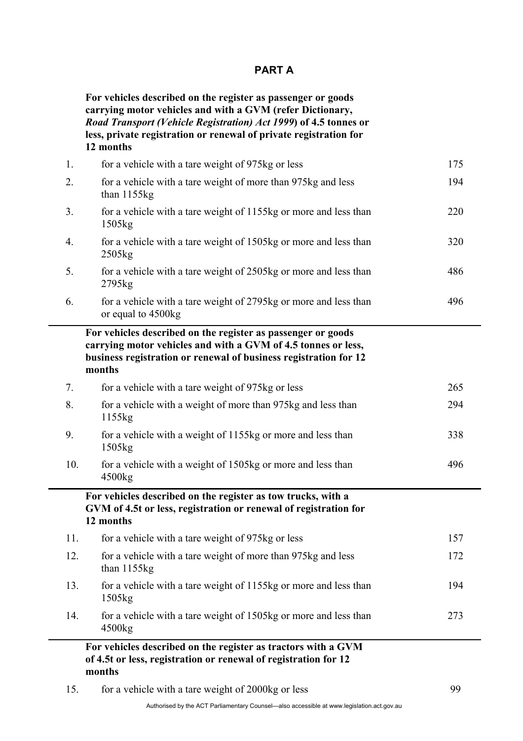## PART A

| | | |
|---|---|---|
| | **For vehicles described on the register as passenger or goods carrying motor vehicles and with a GVM (refer Dictionary, *Road Transport (Vehicle Registration) Act 1999*) of 4.5 tonnes or less, private registration or renewal of private registration for 12 months** | |
| 1. | for a vehicle with a tare weight of 975kg or less | 175 |
| 2. | for a vehicle with a tare weight of more than 975kg and less than 1155kg | 194 |
| 3. | for a vehicle with a tare weight of 1155kg or more and less than 1505kg | 220 |
| 4. | for a vehicle with a tare weight of 1505kg or more and less than 2505kg | 320 |
| 5. | for a vehicle with a tare weight of 2505kg or more and less than 2795kg | 486 |
| 6. | for a vehicle with a tare weight of 2795kg or more and less than or equal to 4500kg | 496 |
| | **For vehicles described on the register as passenger or goods carrying motor vehicles and with a GVM of 4.5 tonnes or less, business registration or renewal of business registration for 12 months** | |
| 7. | for a vehicle with a tare weight of 975kg or less | 265 |
| 8. | for a vehicle with a weight of more than 975kg and less than 1155kg | 294 |
| 9. | for a vehicle with a weight of 1155kg or more and less than 1505kg | 338 |
| 10. | for a vehicle with a weight of 1505kg or more and less than 4500kg | 496 |
| | **For vehicles described on the register as tow trucks, with a GVM of 4.5t or less, registration or renewal of registration for 12 months** | |
| 11. | for a vehicle with a tare weight of 975kg or less | 157 |
| 12. | for a vehicle with a tare weight of more than 975kg and less than 1155kg | 172 |
| 13. | for a vehicle with a tare weight of 1155kg or more and less than 1505kg | 194 |
| 14. | for a vehicle with a tare weight of 1505kg or more and less than 4500kg | 273 |
| | **For vehicles described on the register as tractors with a GVM of 4.5t or less, registration or renewal of registration for 12 months** | |
| 15. | for a vehicle with a tare weight of 2000kg or less | 99 |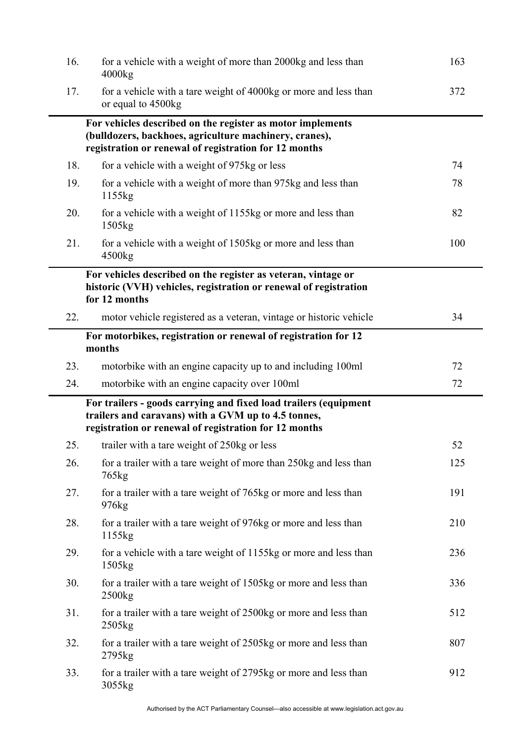| | | |
|---|---|---|
| 16. | for a vehicle with a weight of more than 2000kg and less than 4000kg | 163 |
| 17. | for a vehicle with a tare weight of 4000kg or more and less than or equal to 4500kg | 372 |
| | **For vehicles described on the register as motor implements (bulldozers, backhoes, agriculture machinery, cranes), registration or renewal of registration for 12 months** | |
| 18. | for a vehicle with a weight of 975kg or less | 74 |
| 19. | for a vehicle with a weight of more than 975kg and less than 1155kg | 78 |
| 20. | for a vehicle with a weight of 1155kg or more and less than 1505kg | 82 |
| 21. | for a vehicle with a weight of 1505kg or more and less than 4500kg | 100 |
| | **For vehicles described on the register as veteran, vintage or historic (VVH) vehicles, registration or renewal of registration for 12 months** | |
| 22. | motor vehicle registered as a veteran, vintage or historic vehicle | 34 |
| | **For motorbikes, registration or renewal of registration for 12 months** | |
| 23. | motorbike with an engine capacity up to and including 100ml | 72 |
| 24. | motorbike with an engine capacity over 100ml | 72 |
| | **For trailers - goods carrying and fixed load trailers (equipment trailers and caravans) with a GVM up to 4.5 tonnes, registration or renewal of registration for 12 months** | |
| 25. | trailer with a tare weight of 250kg or less | 52 |
| 26. | for a trailer with a tare weight of more than 250kg and less than 765kg | 125 |
| 27. | for a trailer with a tare weight of 765kg or more and less than 976kg | 191 |
| 28. | for a trailer with a tare weight of 976kg or more and less than 1155kg | 210 |
| 29. | for a vehicle with a tare weight of 1155kg or more and less than 1505kg | 236 |
| 30. | for a trailer with a tare weight of 1505kg or more and less than 2500kg | 336 |
| 31. | for a trailer with a tare weight of 2500kg or more and less than 2505kg | 512 |
| 32. | for a trailer with a tare weight of 2505kg or more and less than 2795kg | 807 |
| 33. | for a trailer with a tare weight of 2795kg or more and less than 3055kg | 912 |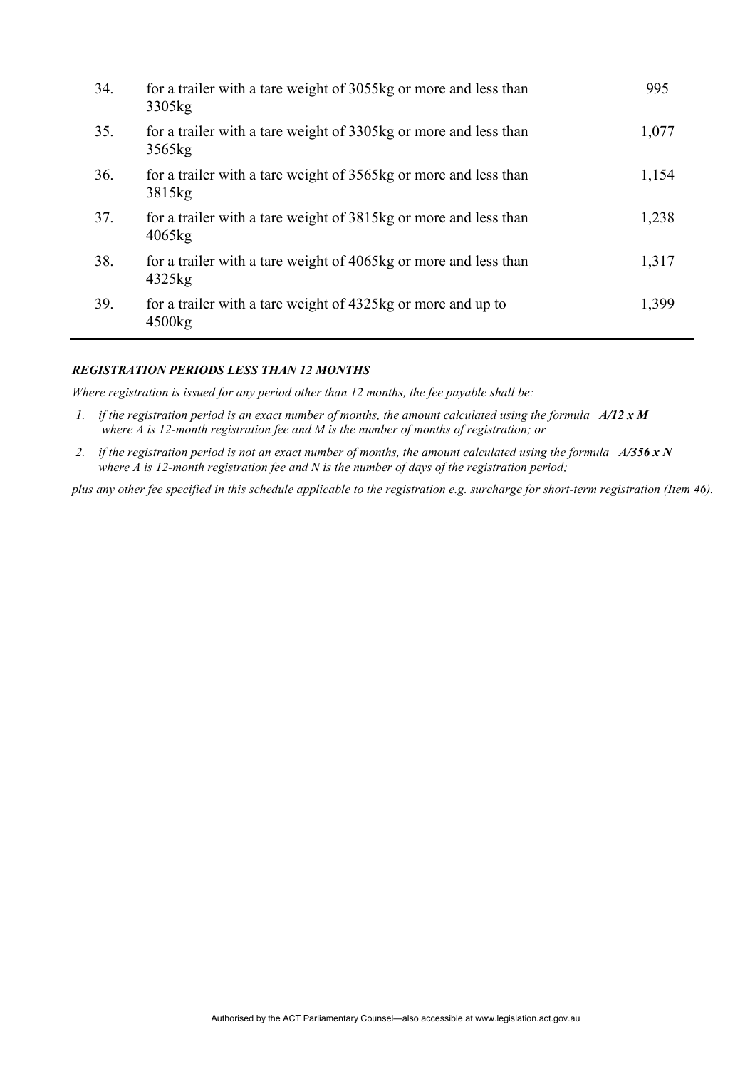| | | |
|---|---|---|
| 34. | for a trailer with a tare weight of 3055kg or more and less than 3305kg | 995 |
| 35. | for a trailer with a tare weight of 3305kg or more and less than 3565kg | 1,077 |
| 36. | for a trailer with a tare weight of 3565kg or more and less than 3815kg | 1,154 |
| 37. | for a trailer with a tare weight of 3815kg or more and less than 4065kg | 1,238 |
| 38. | for a trailer with a tare weight of 4065kg or more and less than 4325kg | 1,317 |
| 39. | for a trailer with a tare weight of 4325kg or more and up to 4500kg | 1,399 |

***REGISTRATION PERIODS LESS THAN 12 MONTHS***

*Where registration is issued for any period other than 12 months, the fee payable shall be:*

1. *if the registration period is an exact number of months, the amount calculated using the formula* ***A/12 x M*** *where A is 12-month registration fee and M is the number of months of registration; or*
2. *if the registration period is not an exact number of months, the amount calculated using the formula* ***A/356 x N*** *where A is 12-month registration fee and N is the number of days of the registration period;*

*plus any other fee specified in this schedule applicable to the registration e.g. surcharge for short-term registration (Item 46).*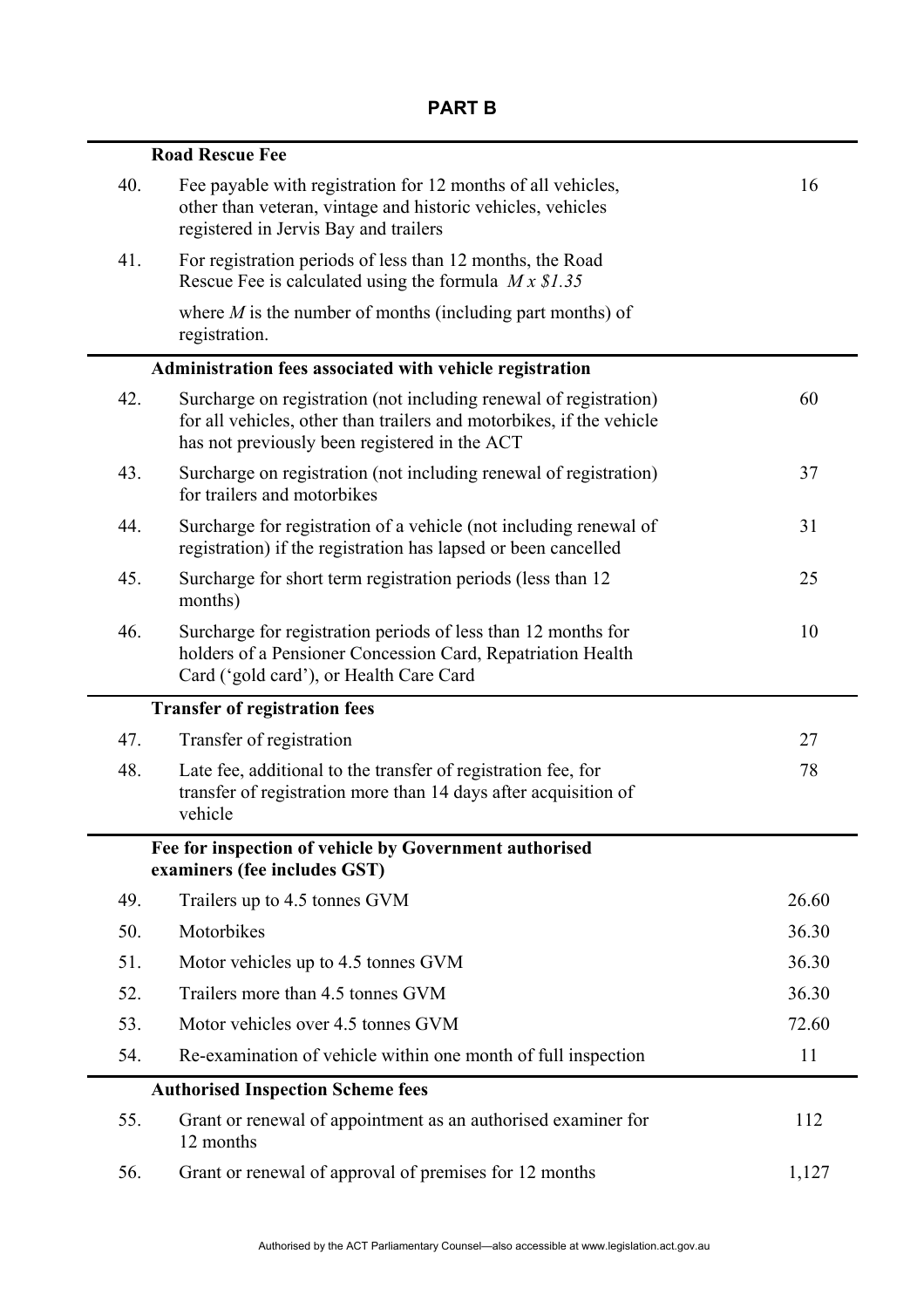## PART B

| | | |
|---|---|---|
| | **Road Rescue Fee** | |
| 40. | Fee payable with registration for 12 months of all vehicles, other than veteran, vintage and historic vehicles, vehicles registered in Jervis Bay and trailers | 16 |
| 41. | For registration periods of less than 12 months, the Road Rescue Fee is calculated using the formula *M x $1.35*<br><br>where *M* is the number of months (including part months) of registration. | |
| | **Administration fees associated with vehicle registration** | |
| 42. | Surcharge on registration (not including renewal of registration) for all vehicles, other than trailers and motorbikes, if the vehicle has not previously been registered in the ACT | 60 |
| 43. | Surcharge on registration (not including renewal of registration) for trailers and motorbikes | 37 |
| 44. | Surcharge for registration of a vehicle (not including renewal of registration) if the registration has lapsed or been cancelled | 31 |
| 45. | Surcharge for short term registration periods (less than 12 months) | 25 |
| 46. | Surcharge for registration periods of less than 12 months for holders of a Pensioner Concession Card, Repatriation Health Card ('gold card'), or Health Care Card | 10 |
| | **Transfer of registration fees** | |
| 47. | Transfer of registration | 27 |
| 48. | Late fee, additional to the transfer of registration fee, for transfer of registration more than 14 days after acquisition of vehicle | 78 |
| | **Fee for inspection of vehicle by Government authorised examiners (fee includes GST)** | |
| 49. | Trailers up to 4.5 tonnes GVM | 26.60 |
| 50. | Motorbikes | 36.30 |
| 51. | Motor vehicles up to 4.5 tonnes GVM | 36.30 |
| 52. | Trailers more than 4.5 tonnes GVM | 36.30 |
| 53. | Motor vehicles over 4.5 tonnes GVM | 72.60 |
| 54. | Re-examination of vehicle within one month of full inspection | 11 |
| | **Authorised Inspection Scheme fees** | |
| 55. | Grant or renewal of appointment as an authorised examiner for 12 months | 112 |
| 56. | Grant or renewal of approval of premises for 12 months | 1,127 |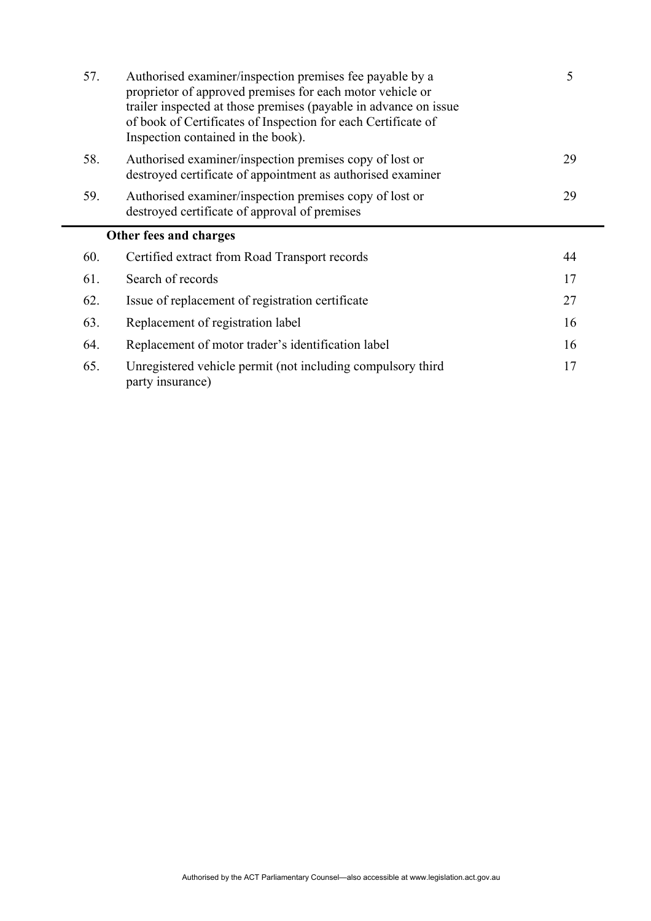| | | |
|---|---|---|
| 57. | Authorised examiner/inspection premises fee payable by a proprietor of approved premises for each motor vehicle or trailer inspected at those premises (payable in advance on issue of book of Certificates of Inspection for each Certificate of Inspection contained in the book). | 5 |
| 58. | Authorised examiner/inspection premises copy of lost or destroyed certificate of appointment as authorised examiner | 29 |
| 59. | Authorised examiner/inspection premises copy of lost or destroyed certificate of approval of premises | 29 |
| | **Other fees and charges** | |
| 60. | Certified extract from Road Transport records | 44 |
| 61. | Search of records | 17 |
| 62. | Issue of replacement of registration certificate | 27 |
| 63. | Replacement of registration label | 16 |
| 64. | Replacement of motor trader's identification label | 16 |
| 65. | Unregistered vehicle permit (not including compulsory third party insurance) | 17 |